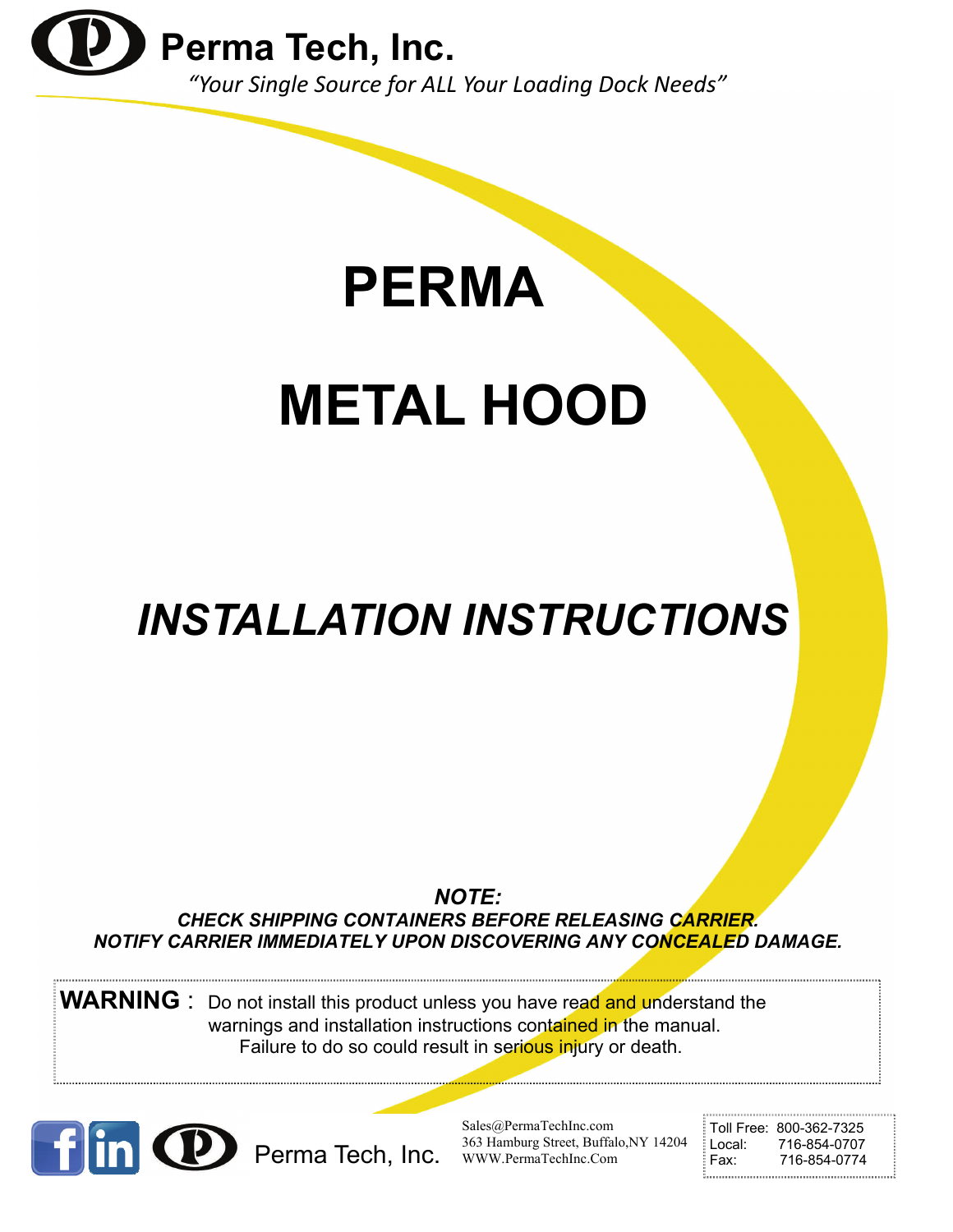# Perma Tech, Inc.

*"Your Single Source for ALL Your Loading Dock Needs"*

# PERMA

# METAL HOOD

## *INSTALLATION INSTRUCTIONS*

***NOTE:***

***CHECK SHIPPING CONTAINERS BEFORE RELEASING CARRIER.***
***NOTIFY CARRIER IMMEDIATELY UPON DISCOVERING ANY CONCEALED DAMAGE.***

**WARNING** : Do not install this product unless you have read and understand the warnings and installation instructions contained in the manual. Failure to do so could result in serious injury or death.

Perma Tech, Inc.

Sales@PermaTechInc.com
363 Hamburg Street, Buffalo,NY 14204
WWW.PermaTechInc.Com

Toll Free: 800-362-7325
Local: 716-854-0707
Fax: 716-854-0774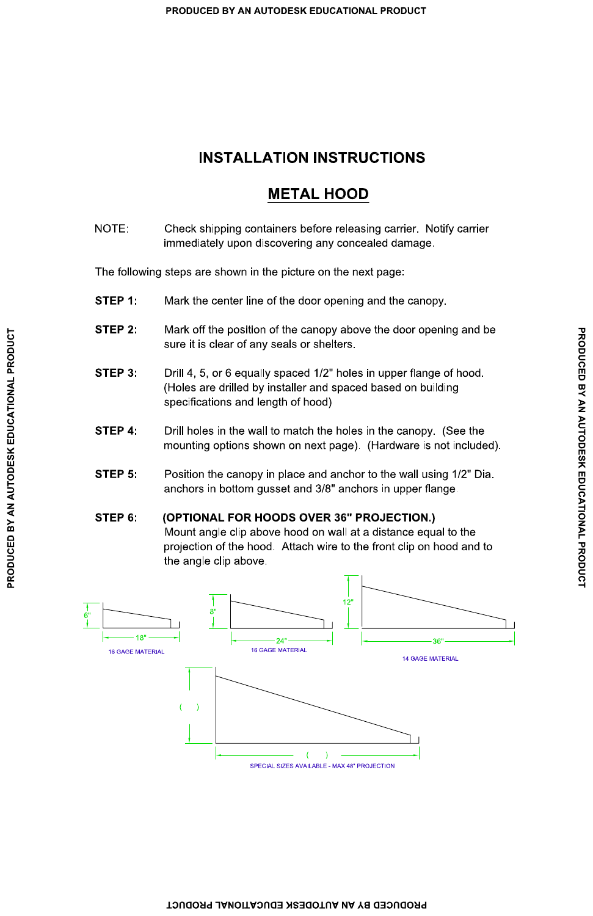# INSTALLATION INSTRUCTIONS

## METAL HOOD

NOTE: Check shipping containers before releasing carrier. Notify carrier immediately upon discovering any concealed damage.

The following steps are shown in the picture on the next page:

**STEP 1:** Mark the center line of the door opening and the canopy.

**STEP 2:** Mark off the position of the canopy above the door opening and be sure it is clear of any seals or shelters.

**STEP 3:** Drill 4, 5, or 6 equally spaced 1/2" holes in upper flange of hood. (Holes are drilled by installer and spaced based on building specifications and length of hood)

**STEP 4:** Drill holes in the wall to match the holes in the canopy. (See the mounting options shown on next page). (Hardware is not included).

**STEP 5:** Position the canopy in place and anchor to the wall using 1/2" Dia. anchors in bottom gusset and 3/8" anchors in upper flange.

**STEP 6:** **(OPTIONAL FOR HOODS OVER 36" PROJECTION.)** Mount angle clip above hood on wall at a distance equal to the projection of the hood. Attach wire to the front clip on hood and to the angle clip above.

6"

18"

16 GAGE MATERIAL

8"

24"

16 GAGE MATERIAL

12"

36"

14 GAGE MATERIAL

( )

( )

SPECIAL SIZES AVAILABLE - MAX 48" PROJECTION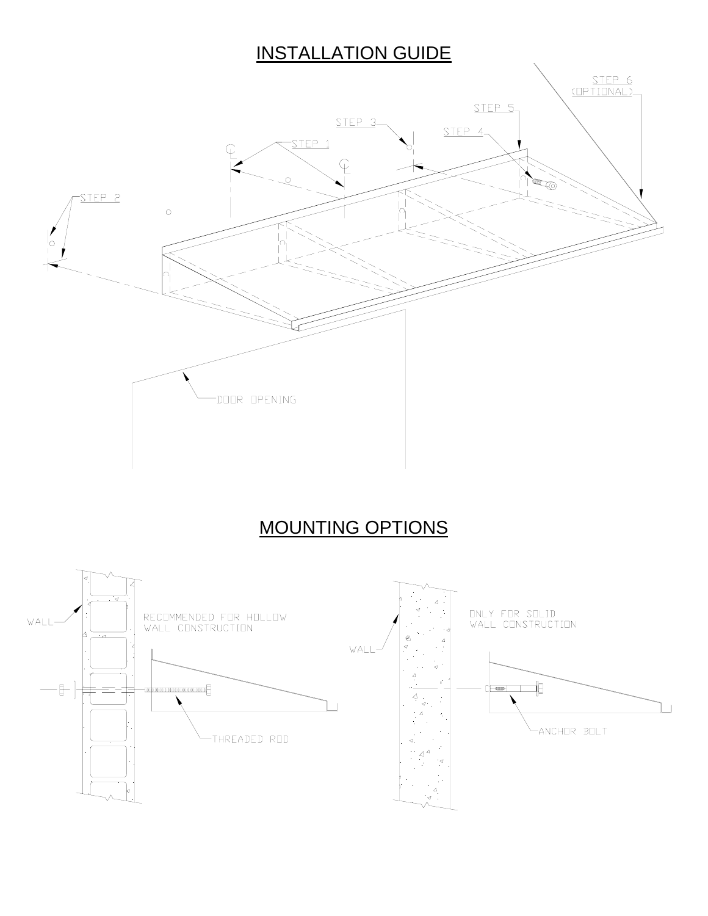# INSTALLATION GUIDE

STEP 1

STEP 2

STEP 3

STEP 4

STEP 5

STEP 6 (OPTIONAL)

DOOR OPENING

# MOUNTING OPTIONS

WALL

RECOMMENDED FOR HOLLOW WALL CONSTRUCTION

THREADED ROD

WALL

ONLY FOR SOLID WALL CONSTRUCTION

ANCHOR BOLT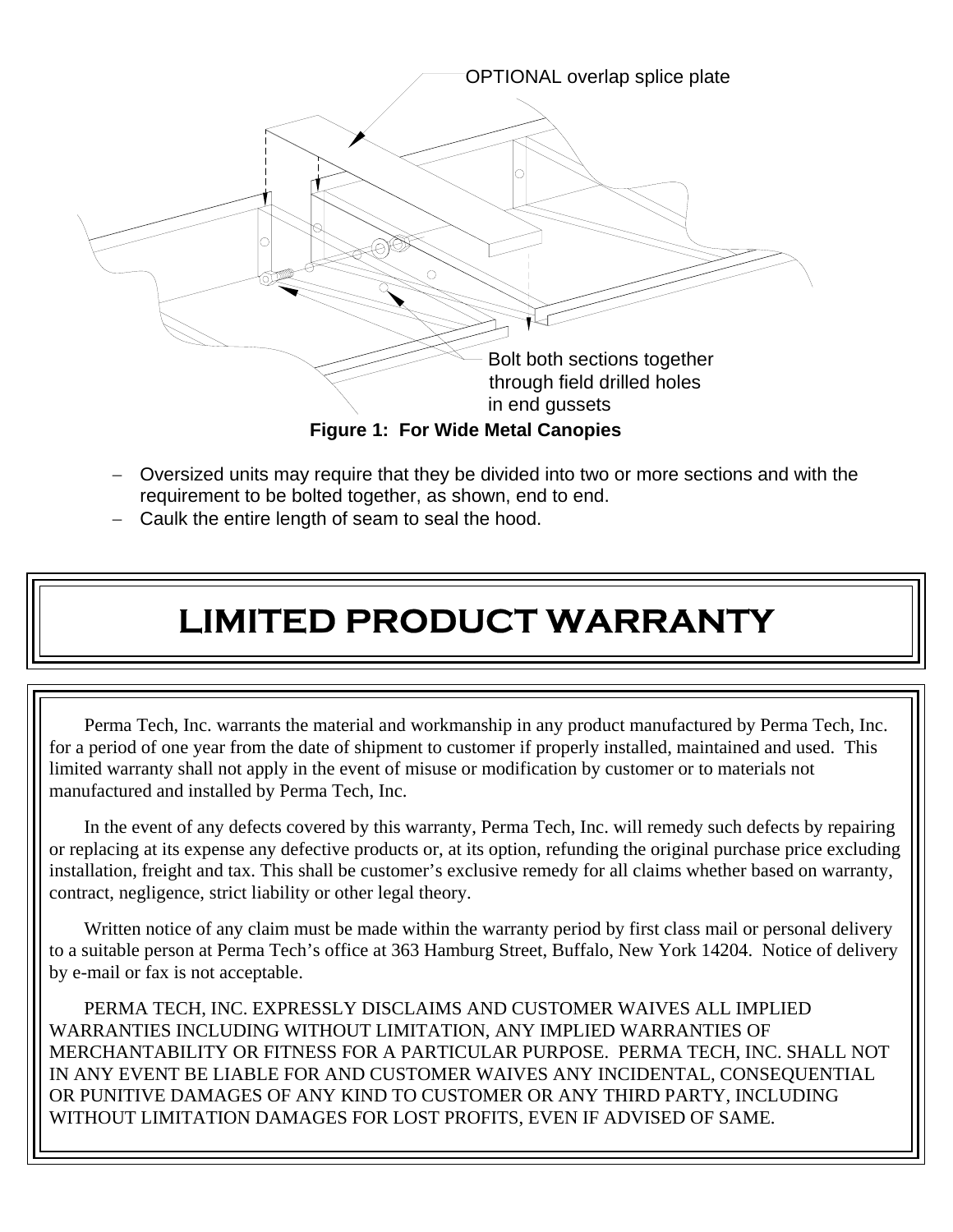OPTIONAL overlap splice plate

Bolt both sections together through field drilled holes in end gussets

**Figure 1: For Wide Metal Canopies**

- Oversized units may require that they be divided into two or more sections and with the requirement to be bolted together, as shown, end to end.
- Caulk the entire length of seam to seal the hood.

# LIMITED PRODUCT WARRANTY

Perma Tech, Inc. warrants the material and workmanship in any product manufactured by Perma Tech, Inc. for a period of one year from the date of shipment to customer if properly installed, maintained and used. This limited warranty shall not apply in the event of misuse or modification by customer or to materials not manufactured and installed by Perma Tech, Inc.

In the event of any defects covered by this warranty, Perma Tech, Inc. will remedy such defects by repairing or replacing at its expense any defective products or, at its option, refunding the original purchase price excluding installation, freight and tax. This shall be customer's exclusive remedy for all claims whether based on warranty, contract, negligence, strict liability or other legal theory.

Written notice of any claim must be made within the warranty period by first class mail or personal delivery to a suitable person at Perma Tech's office at 363 Hamburg Street, Buffalo, New York 14204. Notice of delivery by e-mail or fax is not acceptable.

PERMA TECH, INC. EXPRESSLY DISCLAIMS AND CUSTOMER WAIVES ALL IMPLIED WARRANTIES INCLUDING WITHOUT LIMITATION, ANY IMPLIED WARRANTIES OF MERCHANTABILITY OR FITNESS FOR A PARTICULAR PURPOSE. PERMA TECH, INC. SHALL NOT IN ANY EVENT BE LIABLE FOR AND CUSTOMER WAIVES ANY INCIDENTAL, CONSEQUENTIAL OR PUNITIVE DAMAGES OF ANY KIND TO CUSTOMER OR ANY THIRD PARTY, INCLUDING WITHOUT LIMITATION DAMAGES FOR LOST PROFITS, EVEN IF ADVISED OF SAME.